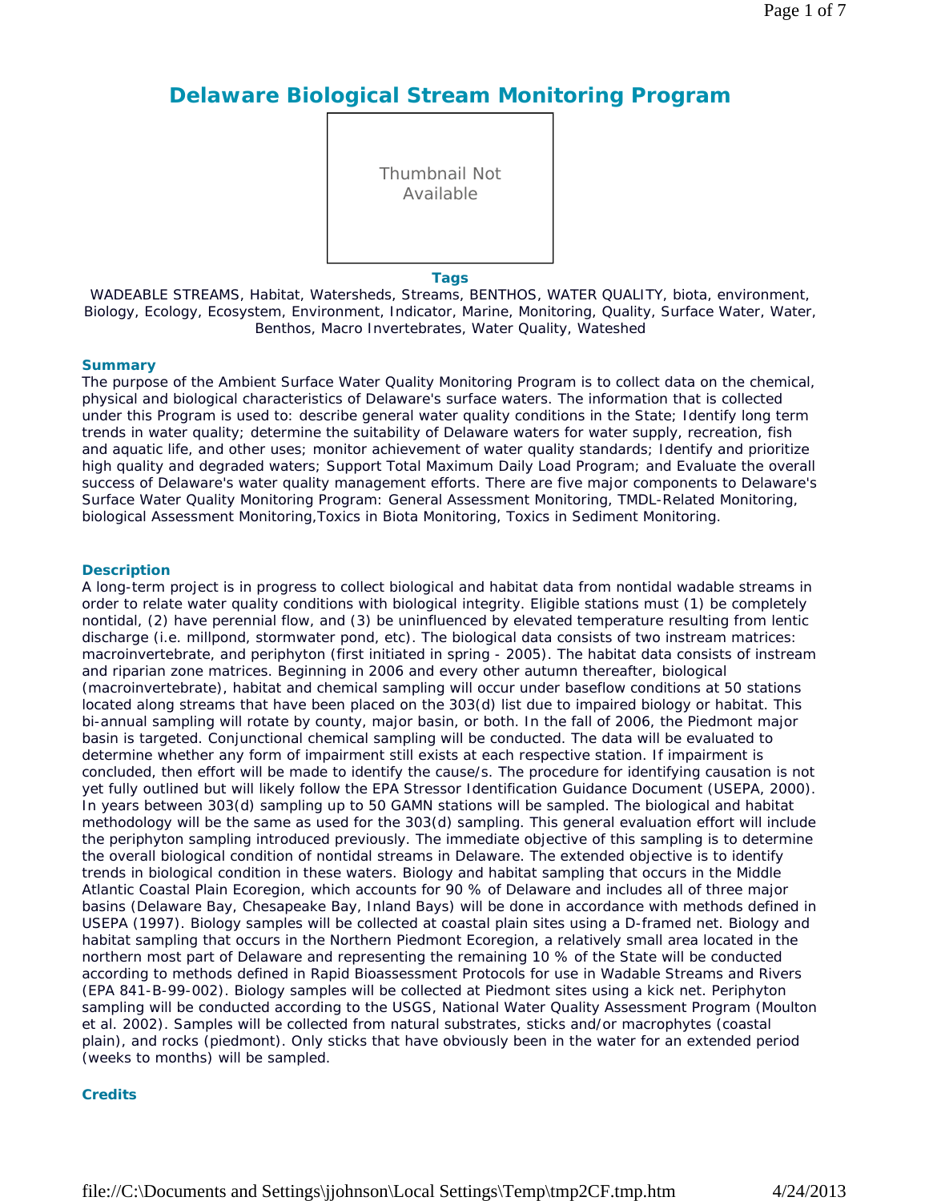# Delaware Biological Stream Monitoring Program

Thumbnail Not Available

### Tags

WADEABLE STREAMS, Habitat, Watersheds, Streams, BENTHOS, WATER QUALITY, biota, environment, Biology, Ecology, Ecosystem, Environment, Indicator, Marine, Monitoring, Quality, Surface Water, Water, Benthos, Macro Invertebrates, Water Quality, Wateshed

### Summary

The purpose of the Ambient Surface Water Quality Monitoring Program is to collect data on the chemical, physical and biological characteristics of Delaware's surface waters. The information that is collected under this Program is used to: describe general water quality conditions in the State; Identify long term trends in water quality; determine the suitability of Delaware waters for water supply, recreation, fish and aquatic life, and other uses; monitor achievement of water quality standards; Identify and prioritize high quality and degraded waters; Support Total Maximum Daily Load Program; and Evaluate the overall success of Delaware's water quality management efforts. There are five major components to Delaware's Surface Water Quality Monitoring Program: General Assessment Monitoring, TMDL-Related Monitoring, biological Assessment Monitoring,Toxics in Biota Monitoring, Toxics in Sediment Monitoring.

### Description

A long-term project is in progress to collect biological and habitat data from nontidal wadable streams in order to relate water quality conditions with biological integrity. Eligible stations must (1) be completely nontidal, (2) have perennial flow, and (3) be uninfluenced by elevated temperature resulting from lentic discharge (i.e. millpond, stormwater pond, etc). The biological data consists of two instream matrices: macroinvertebrate, and periphyton (first initiated in spring - 2005). The habitat data consists of instream and riparian zone matrices. Beginning in 2006 and every other autumn thereafter, biological (macroinvertebrate), habitat and chemical sampling will occur under baseflow conditions at 50 stations located along streams that have been placed on the 303(d) list due to impaired biology or habitat. This bi-annual sampling will rotate by county, major basin, or both. In the fall of 2006, the Piedmont major basin is targeted. Conjunctional chemical sampling will be conducted. The data will be evaluated to determine whether any form of impairment still exists at each respective station. If impairment is concluded, then effort will be made to identify the cause/s. The procedure for identifying causation is not yet fully outlined but will likely follow the EPA Stressor Identification Guidance Document (USEPA, 2000). In years between 303(d) sampling up to 50 GAMN stations will be sampled. The biological and habitat methodology will be the same as used for the 303(d) sampling. This general evaluation effort will include the periphyton sampling introduced previously. The immediate objective of this sampling is to determine the overall biological condition of nontidal streams in Delaware. The extended objective is to identify trends in biological condition in these waters. Biology and habitat sampling that occurs in the Middle Atlantic Coastal Plain Ecoregion, which accounts for 90 % of Delaware and includes all of three major basins (Delaware Bay, Chesapeake Bay, Inland Bays) will be done in accordance with methods defined in USEPA (1997). Biology samples will be collected at coastal plain sites using a D-framed net. Biology and habitat sampling that occurs in the Northern Piedmont Ecoregion, a relatively small area located in the northern most part of Delaware and representing the remaining 10 % of the State will be conducted according to methods defined in Rapid Bioassessment Protocols for use in Wadable Streams and Rivers (EPA 841-B-99-002). Biology samples will be collected at Piedmont sites using a kick net. Periphyton sampling will be conducted according to the USGS, National Water Quality Assessment Program (Moulton et al. 2002). Samples will be collected from natural substrates, sticks and/or macrophytes (coastal plain), and rocks (piedmont). Only sticks that have obviously been in the water for an extended period (weeks to months) will be sampled.

### Credits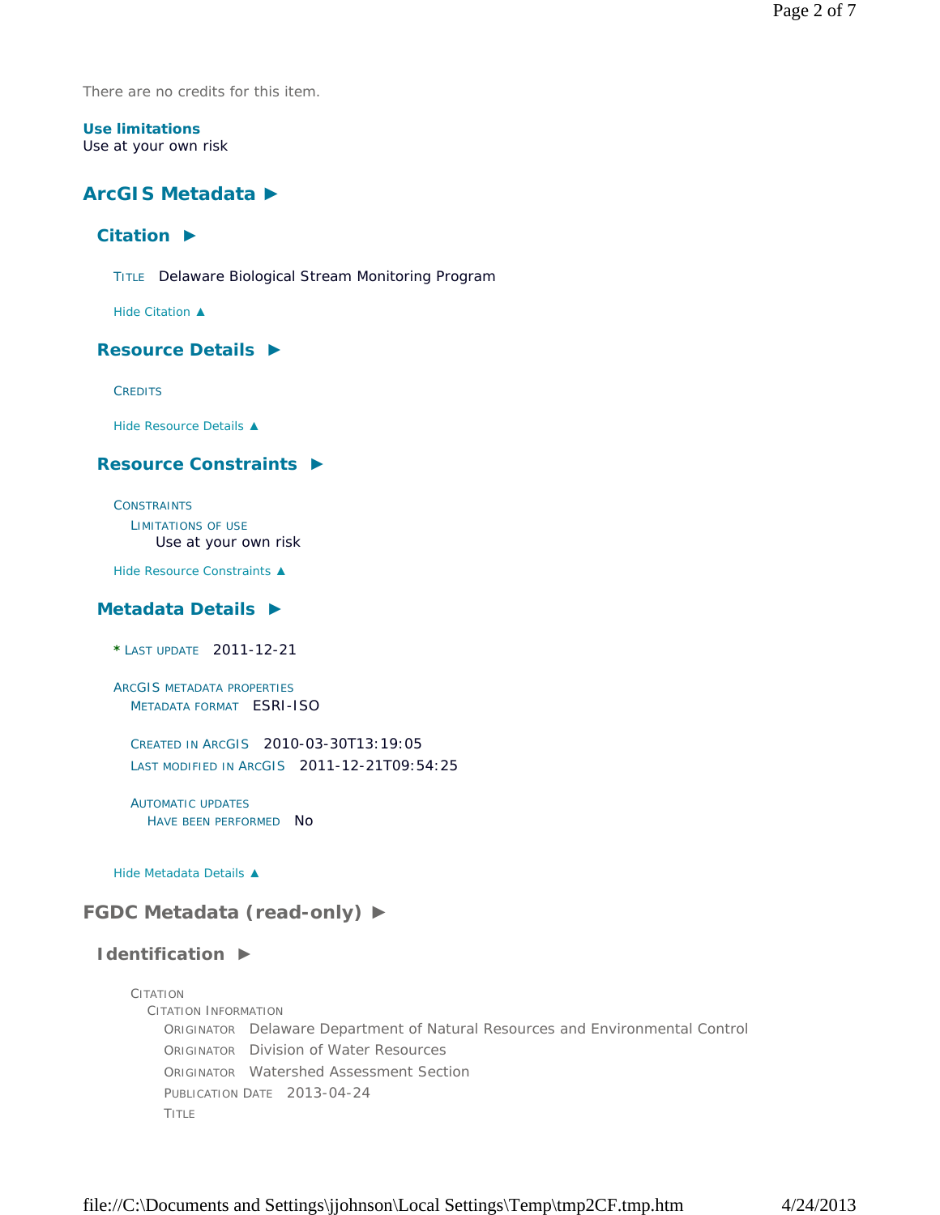There are no credits for this item.

**Use limitations**
Use at your own risk

# ArcGIS Metadata ►

## Citation ►

TITLE Delaware Biological Stream Monitoring Program

Hide Citation ▲

## Resource Details ►

CREDITS

Hide Resource Details ▲

## Resource Constraints ►

CONSTRAINTS
LIMITATIONS OF USE
Use at your own risk

Hide Resource Constraints ▲

## Metadata Details ►

* LAST UPDATE 2011-12-21

ARCGIS METADATA PROPERTIES
METADATA FORMAT ESRI-ISO

CREATED IN ARCGIS 2010-03-30T13:19:05
LAST MODIFIED IN ARCGIS 2011-12-21T09:54:25

AUTOMATIC UPDATES
HAVE BEEN PERFORMED No

Hide Metadata Details ▲

# FGDC Metadata (read-only) ►

## Identification ►

CITATION
CITATION INFORMATION
ORIGINATOR Delaware Department of Natural Resources and Environmental Control
ORIGINATOR Division of Water Resources
ORIGINATOR Watershed Assessment Section
PUBLICATION DATE 2013-04-24
TITLE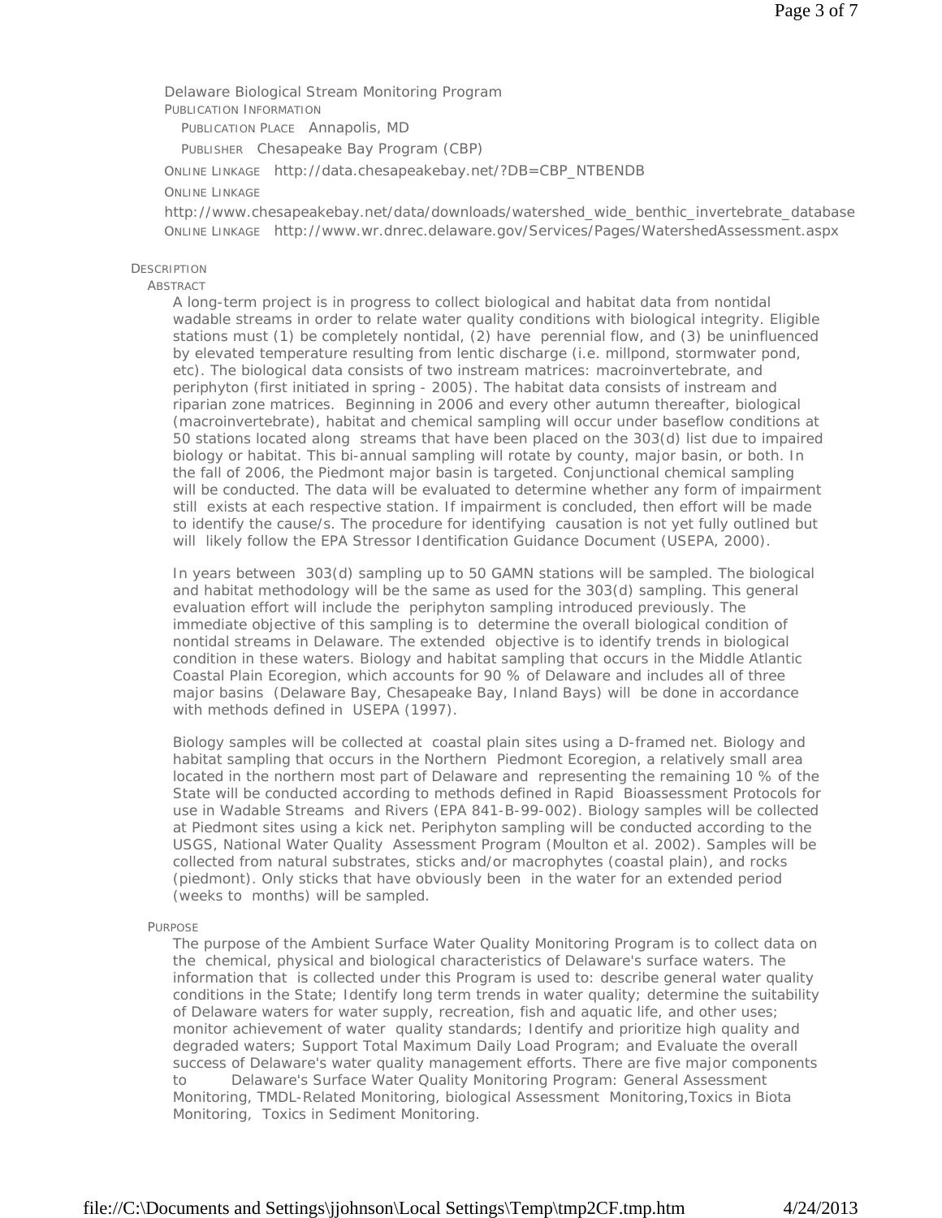Delaware Biological Stream Monitoring Program

PUBLICATION INFORMATION

PUBLICATION PLACE Annapolis, MD

PUBLISHER Chesapeake Bay Program (CBP)

ONLINE LINKAGE http://data.chesapeakebay.net/?DB=CBP_NTBENDB

ONLINE LINKAGE

http://www.chesapeakebay.net/data/downloads/watershed_wide_benthic_invertebrate_database

ONLINE LINKAGE http://www.wr.dnrec.delaware.gov/Services/Pages/WatershedAssessment.aspx

DESCRIPTION

ABSTRACT

A long-term project is in progress to collect biological and habitat data from nontidal wadable streams in order to relate water quality conditions with biological integrity. Eligible stations must (1) be completely nontidal, (2) have perennial flow, and (3) be uninfluenced by elevated temperature resulting from lentic discharge (i.e. millpond, stormwater pond, etc). The biological data consists of two instream matrices: macroinvertebrate, and periphyton (first initiated in spring - 2005). The habitat data consists of instream and riparian zone matrices. Beginning in 2006 and every other autumn thereafter, biological (macroinvertebrate), habitat and chemical sampling will occur under baseflow conditions at 50 stations located along streams that have been placed on the 303(d) list due to impaired biology or habitat. This bi-annual sampling will rotate by county, major basin, or both. In the fall of 2006, the Piedmont major basin is targeted. Conjunctional chemical sampling will be conducted. The data will be evaluated to determine whether any form of impairment still exists at each respective station. If impairment is concluded, then effort will be made to identify the cause/s. The procedure for identifying causation is not yet fully outlined but will likely follow the EPA Stressor Identification Guidance Document (USEPA, 2000).

In years between 303(d) sampling up to 50 GAMN stations will be sampled. The biological and habitat methodology will be the same as used for the 303(d) sampling. This general evaluation effort will include the periphyton sampling introduced previously. The immediate objective of this sampling is to determine the overall biological condition of nontidal streams in Delaware. The extended objective is to identify trends in biological condition in these waters. Biology and habitat sampling that occurs in the Middle Atlantic Coastal Plain Ecoregion, which accounts for 90 % of Delaware and includes all of three major basins (Delaware Bay, Chesapeake Bay, Inland Bays) will be done in accordance with methods defined in USEPA (1997).

Biology samples will be collected at coastal plain sites using a D-framed net. Biology and habitat sampling that occurs in the Northern Piedmont Ecoregion, a relatively small area located in the northern most part of Delaware and representing the remaining 10 % of the State will be conducted according to methods defined in Rapid Bioassessment Protocols for use in Wadable Streams and Rivers (EPA 841-B-99-002). Biology samples will be collected at Piedmont sites using a kick net. Periphyton sampling will be conducted according to the USGS, National Water Quality Assessment Program (Moulton et al. 2002). Samples will be collected from natural substrates, sticks and/or macrophytes (coastal plain), and rocks (piedmont). Only sticks that have obviously been in the water for an extended period (weeks to months) will be sampled.

PURPOSE

The purpose of the Ambient Surface Water Quality Monitoring Program is to collect data on the chemical, physical and biological characteristics of Delaware's surface waters. The information that is collected under this Program is used to: describe general water quality conditions in the State; Identify long term trends in water quality; determine the suitability of Delaware waters for water supply, recreation, fish and aquatic life, and other uses; monitor achievement of water quality standards; Identify and prioritize high quality and degraded waters; Support Total Maximum Daily Load Program; and Evaluate the overall success of Delaware's water quality management efforts. There are five major components to Delaware's Surface Water Quality Monitoring Program: General Assessment Monitoring, TMDL-Related Monitoring, biological Assessment Monitoring,Toxics in Biota Monitoring, Toxics in Sediment Monitoring.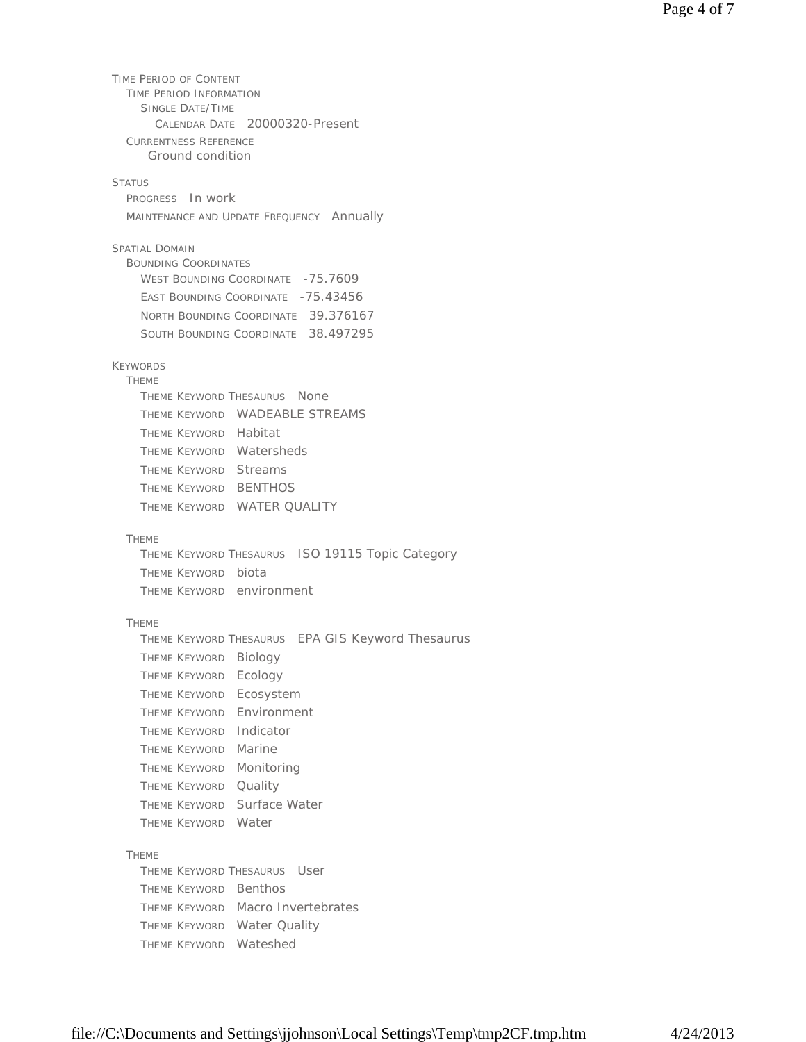TIME PERIOD OF CONTENT
- TIME PERIOD INFORMATION
  - SINGLE DATE/TIME
    - CALENDAR DATE 20000320-Present
- CURRENTNESS REFERENCE
  - Ground condition

STATUS
- PROGRESS In work
- MAINTENANCE AND UPDATE FREQUENCY Annually

SPATIAL DOMAIN
- BOUNDING COORDINATES
  - WEST BOUNDING COORDINATE -75.7609
  - EAST BOUNDING COORDINATE -75.43456
  - NORTH BOUNDING COORDINATE 39.376167
  - SOUTH BOUNDING COORDINATE 38.497295

KEYWORDS
- THEME
  - THEME KEYWORD THESAURUS None
  - THEME KEYWORD WADEABLE STREAMS
  - THEME KEYWORD Habitat
  - THEME KEYWORD Watersheds
  - THEME KEYWORD Streams
  - THEME KEYWORD BENTHOS
  - THEME KEYWORD WATER QUALITY

- THEME
  - THEME KEYWORD THESAURUS ISO 19115 Topic Category
  - THEME KEYWORD biota
  - THEME KEYWORD environment

- THEME
  - THEME KEYWORD THESAURUS EPA GIS Keyword Thesaurus
  - THEME KEYWORD Biology
  - THEME KEYWORD Ecology
  - THEME KEYWORD Ecosystem
  - THEME KEYWORD Environment
  - THEME KEYWORD Indicator
  - THEME KEYWORD Marine
  - THEME KEYWORD Monitoring
  - THEME KEYWORD Quality
  - THEME KEYWORD Surface Water
  - THEME KEYWORD Water

- THEME
  - THEME KEYWORD THESAURUS User
  - THEME KEYWORD Benthos
  - THEME KEYWORD Macro Invertebrates
  - THEME KEYWORD Water Quality
  - THEME KEYWORD Wateshed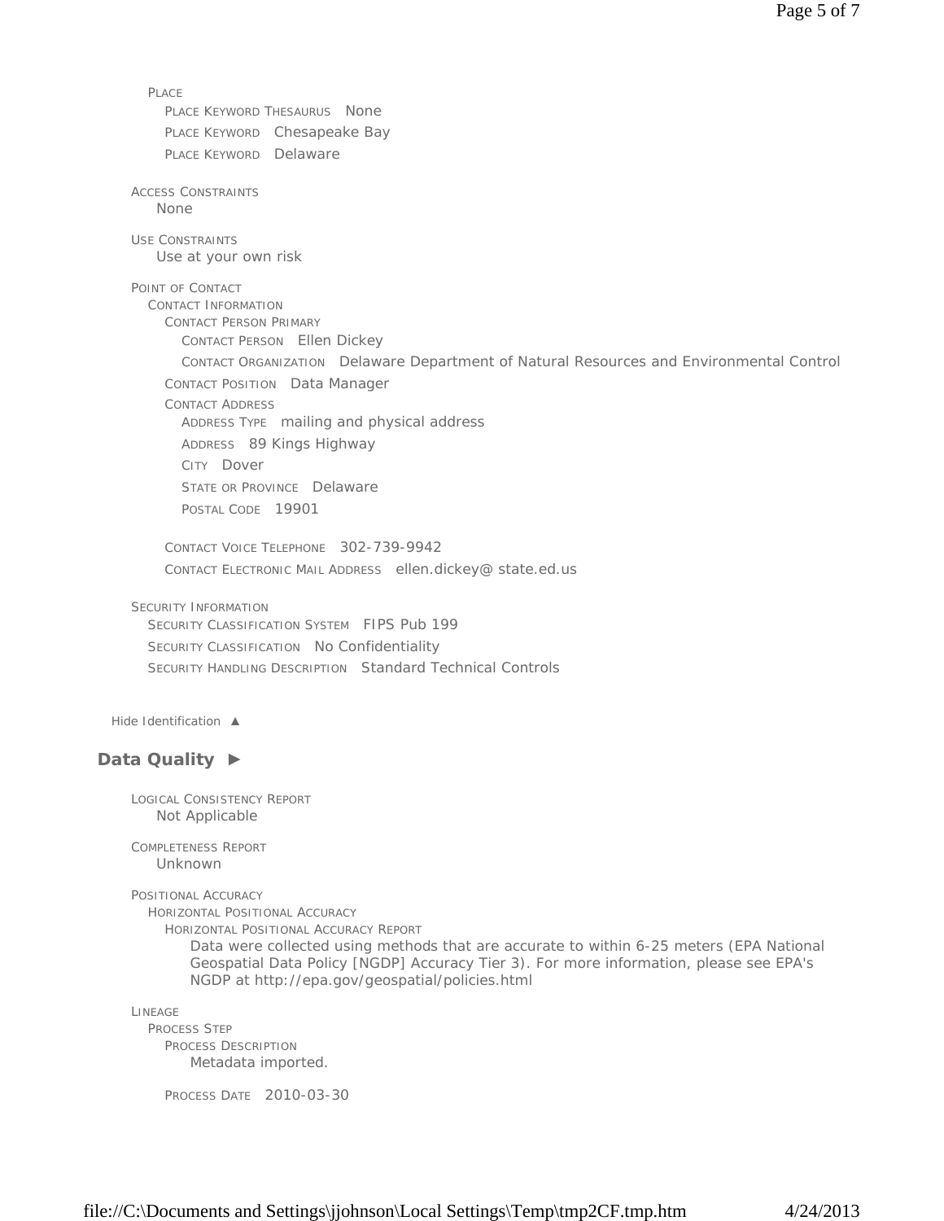PLACE

PLACE KEYWORD THESAURUS None

PLACE KEYWORD Chesapeake Bay

PLACE KEYWORD Delaware

ACCESS CONSTRAINTS

None

USE CONSTRAINTS

Use at your own risk

POINT OF CONTACT

CONTACT INFORMATION

CONTACT PERSON PRIMARY

CONTACT PERSON Ellen Dickey

CONTACT ORGANIZATION Delaware Department of Natural Resources and Environmental Control

CONTACT POSITION Data Manager

CONTACT ADDRESS

ADDRESS TYPE mailing and physical address

ADDRESS 89 Kings Highway

CITY Dover

STATE OR PROVINCE Delaware

POSTAL CODE 19901

CONTACT VOICE TELEPHONE 302-739-9942

CONTACT ELECTRONIC MAIL ADDRESS ellen.dickey@ state.ed.us

SECURITY INFORMATION

SECURITY CLASSIFICATION SYSTEM FIPS Pub 199

SECURITY CLASSIFICATION No Confidentiality

SECURITY HANDLING DESCRIPTION Standard Technical Controls

Hide Identification ▲

## Data Quality ►

LOGICAL CONSISTENCY REPORT

Not Applicable

COMPLETENESS REPORT

Unknown

POSITIONAL ACCURACY

HORIZONTAL POSITIONAL ACCURACY

HORIZONTAL POSITIONAL ACCURACY REPORT

Data were collected using methods that are accurate to within 6-25 meters (EPA National Geospatial Data Policy [NGDP] Accuracy Tier 3). For more information, please see EPA's NGDP at http://epa.gov/geospatial/policies.html

LINEAGE

PROCESS STEP

PROCESS DESCRIPTION

Metadata imported.

PROCESS DATE 2010-03-30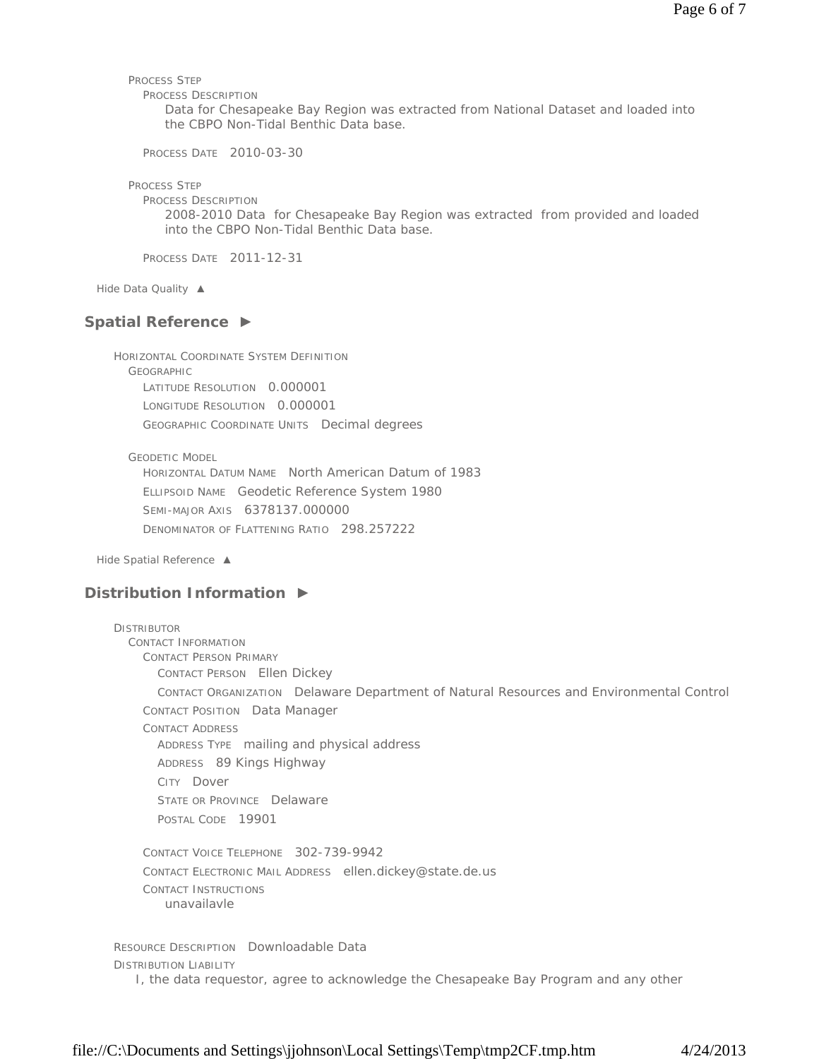PROCESS STEP

PROCESS DESCRIPTION

Data for Chesapeake Bay Region was extracted from National Dataset and loaded into the CBPO Non-Tidal Benthic Data base.

PROCESS DATE 2010-03-30

PROCESS STEP

PROCESS DESCRIPTION

2008-2010 Data for Chesapeake Bay Region was extracted from provided and loaded into the CBPO Non-Tidal Benthic Data base.

PROCESS DATE 2011-12-31

Hide Data Quality ▲

## Spatial Reference ►

HORIZONTAL COORDINATE SYSTEM DEFINITION

GEOGRAPHIC

LATITUDE RESOLUTION 0.000001

LONGITUDE RESOLUTION 0.000001

GEOGRAPHIC COORDINATE UNITS Decimal degrees

GEODETIC MODEL

HORIZONTAL DATUM NAME North American Datum of 1983

ELLIPSOID NAME Geodetic Reference System 1980

SEMI-MAJOR AXIS 6378137.000000

DENOMINATOR OF FLATTENING RATIO 298.257222

Hide Spatial Reference ▲

## Distribution Information ►

DISTRIBUTOR

CONTACT INFORMATION

CONTACT PERSON PRIMARY

CONTACT PERSON Ellen Dickey

CONTACT ORGANIZATION Delaware Department of Natural Resources and Environmental Control

CONTACT POSITION Data Manager

CONTACT ADDRESS

ADDRESS TYPE mailing and physical address

ADDRESS 89 Kings Highway

CITY Dover

STATE OR PROVINCE Delaware

POSTAL CODE 19901

CONTACT VOICE TELEPHONE 302-739-9942

CONTACT ELECTRONIC MAIL ADDRESS ellen.dickey@state.de.us

CONTACT INSTRUCTIONS

unavailavle

RESOURCE DESCRIPTION Downloadable Data

DISTRIBUTION LIABILITY

I, the data requestor, agree to acknowledge the Chesapeake Bay Program and any other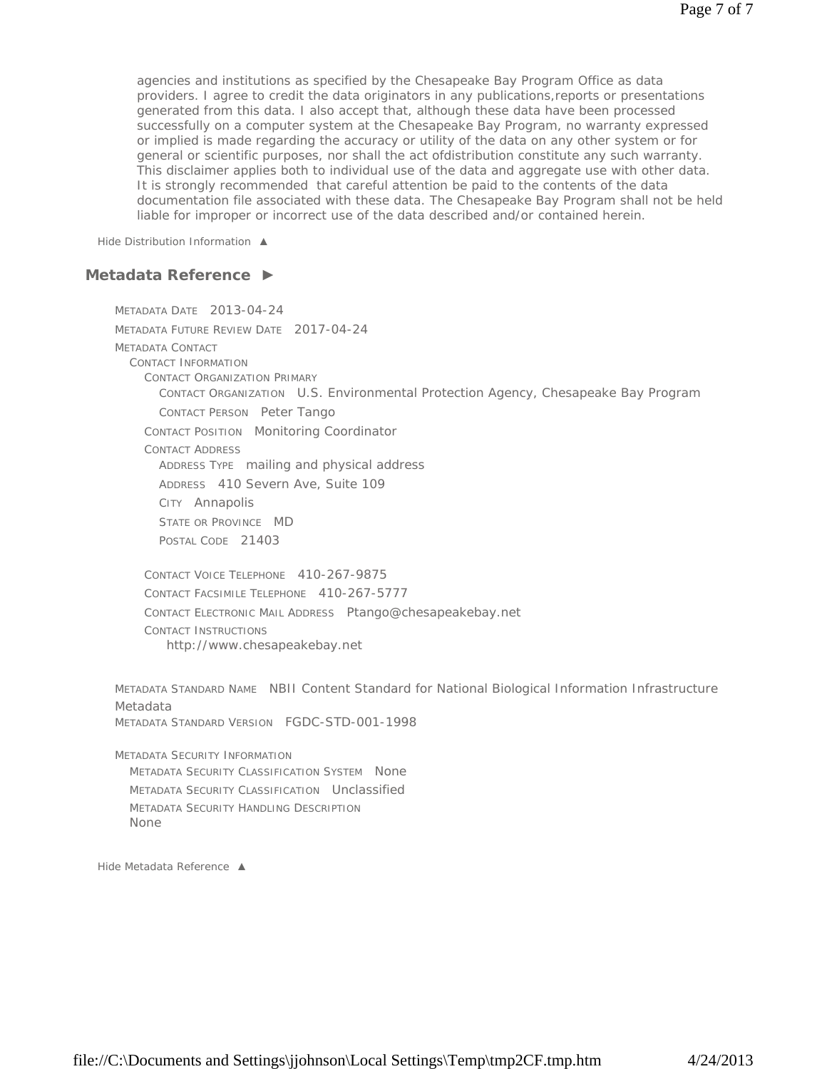agencies and institutions as specified by the Chesapeake Bay Program Office as data providers. I agree to credit the data originators in any publications,reports or presentations generated from this data. I also accept that, although these data have been processed successfully on a computer system at the Chesapeake Bay Program, no warranty expressed or implied is made regarding the accuracy or utility of the data on any other system or for general or scientific purposes, nor shall the act ofdistribution constitute any such warranty. This disclaimer applies both to individual use of the data and aggregate use with other data. It is strongly recommended that careful attention be paid to the contents of the data documentation file associated with these data. The Chesapeake Bay Program shall not be held liable for improper or incorrect use of the data described and/or contained herein.

Hide Distribution Information ▲

## Metadata Reference ►

METADATA DATE 2013-04-24

METADATA FUTURE REVIEW DATE 2017-04-24

METADATA CONTACT

- CONTACT INFORMATION
  - CONTACT ORGANIZATION PRIMARY
    - CONTACT ORGANIZATION U.S. Environmental Protection Agency, Chesapeake Bay Program
    - CONTACT PERSON Peter Tango
  - CONTACT POSITION Monitoring Coordinator
  - CONTACT ADDRESS
    - ADDRESS TYPE mailing and physical address
    - ADDRESS 410 Severn Ave, Suite 109
    - CITY Annapolis
    - STATE OR PROVINCE MD
    - POSTAL CODE 21403
  - CONTACT VOICE TELEPHONE 410-267-9875
  - CONTACT FACSIMILE TELEPHONE 410-267-5777
  - CONTACT ELECTRONIC MAIL ADDRESS Ptango@chesapeakebay.net
  - CONTACT INSTRUCTIONS
    http://www.chesapeakebay.net

METADATA STANDARD NAME NBII Content Standard for National Biological Information Infrastructure Metadata

METADATA STANDARD VERSION FGDC-STD-001-1998

METADATA SECURITY INFORMATION

- METADATA SECURITY CLASSIFICATION SYSTEM None
- METADATA SECURITY CLASSIFICATION Unclassified
- METADATA SECURITY HANDLING DESCRIPTION
  None

Hide Metadata Reference ▲